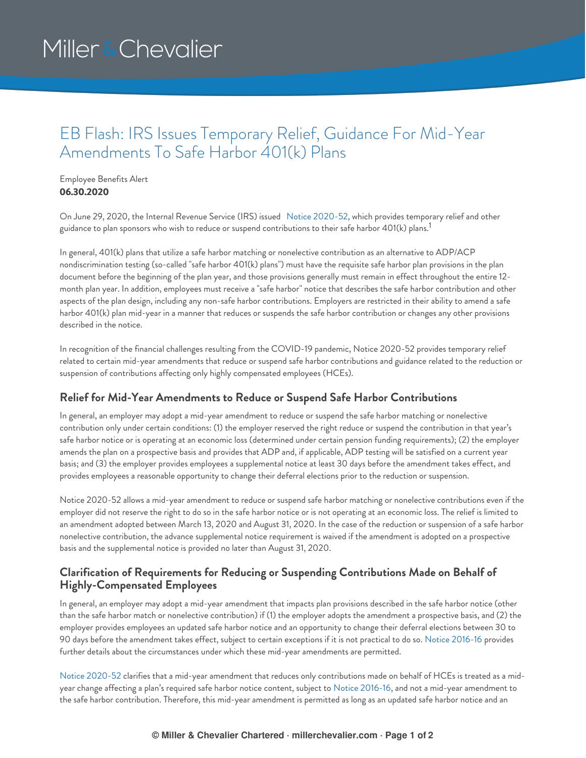# EB Flash: IRS Issues Temporary Relief, Guidance For Mid-Year Amendments To Safe Harbor 401(k) Plans

Employee Benefits Alert
**06.30.2020**

On June 29, 2020, the Internal Revenue Service (IRS) issued Notice 2020-52, which provides temporary relief and other guidance to plan sponsors who wish to reduce or suspend contributions to their safe harbor 401(k) plans.[1]

In general, 401(k) plans that utilize a safe harbor matching or nonelective contribution as an alternative to ADP/ACP nondiscrimination testing (so-called "safe harbor 401(k) plans") must have the requisite safe harbor plan provisions in the plan document before the beginning of the plan year, and those provisions generally must remain in effect throughout the entire 12-month plan year. In addition, employees must receive a "safe harbor" notice that describes the safe harbor contribution and other aspects of the plan design, including any non-safe harbor contributions. Employers are restricted in their ability to amend a safe harbor 401(k) plan mid-year in a manner that reduces or suspends the safe harbor contribution or changes any other provisions described in the notice.

In recognition of the financial challenges resulting from the COVID-19 pandemic, Notice 2020-52 provides temporary relief related to certain mid-year amendments that reduce or suspend safe harbor contributions and guidance related to the reduction or suspension of contributions affecting only highly compensated employees (HCEs).

## Relief for Mid-Year Amendments to Reduce or Suspend Safe Harbor Contributions

In general, an employer may adopt a mid-year amendment to reduce or suspend the safe harbor matching or nonelective contribution only under certain conditions: (1) the employer reserved the right reduce or suspend the contribution in that year's safe harbor notice or is operating at an economic loss (determined under certain pension funding requirements); (2) the employer amends the plan on a prospective basis and provides that ADP and, if applicable, ADP testing will be satisfied on a current year basis; and (3) the employer provides employees a supplemental notice at least 30 days before the amendment takes effect, and provides employees a reasonable opportunity to change their deferral elections prior to the reduction or suspension.

Notice 2020-52 allows a mid-year amendment to reduce or suspend safe harbor matching or nonelective contributions even if the employer did not reserve the right to do so in the safe harbor notice or is not operating at an economic loss. The relief is limited to an amendment adopted between March 13, 2020 and August 31, 2020. In the case of the reduction or suspension of a safe harbor nonelective contribution, the advance supplemental notice requirement is waived if the amendment is adopted on a prospective basis and the supplemental notice is provided no later than August 31, 2020.

## Clarification of Requirements for Reducing or Suspending Contributions Made on Behalf of Highly-Compensated Employees

In general, an employer may adopt a mid-year amendment that impacts plan provisions described in the safe harbor notice (other than the safe harbor match or nonelective contribution) if (1) the employer adopts the amendment a prospective basis, and (2) the employer provides employees an updated safe harbor notice and an opportunity to change their deferral elections between 30 to 90 days before the amendment takes effect, subject to certain exceptions if it is not practical to do so. Notice 2016-16 provides further details about the circumstances under which these mid-year amendments are permitted.

Notice 2020-52 clarifies that a mid-year amendment that reduces only contributions made on behalf of HCEs is treated as a mid-year change affecting a plan's required safe harbor notice content, subject to Notice 2016-16, and not a mid-year amendment to the safe harbor contribution. Therefore, this mid-year amendment is permitted as long as an updated safe harbor notice and an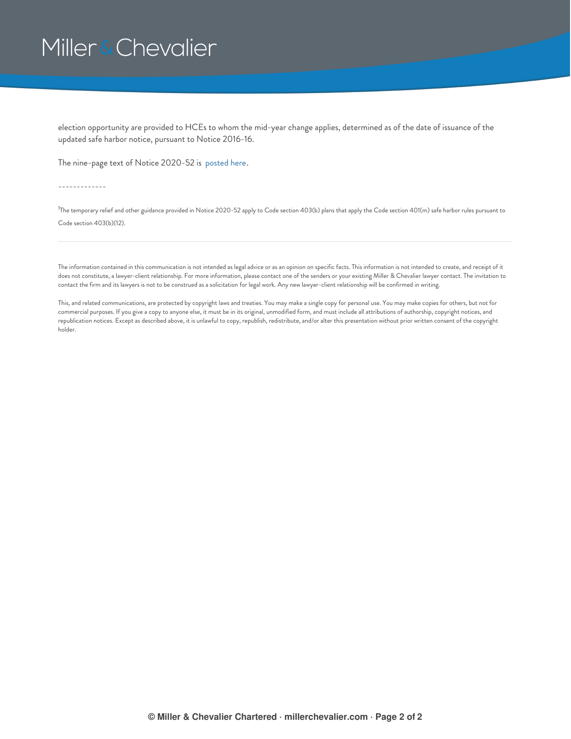election opportunity are provided to HCEs to whom the mid-year change applies, determined as of the date of issuance of the updated safe harbor notice, pursuant to Notice 2016-16.

The nine-page text of Notice 2020-52 is posted here.

-------------

[1]The temporary relief and other guidance provided in Notice 2020-52 apply to Code section 403(b) plans that apply the Code section 401(m) safe harbor rules pursuant to Code section 403(b)(12).

---

The information contained in this communication is not intended as legal advice or as an opinion on specific facts. This information is not intended to create, and receipt of it does not constitute, a lawyer-client relationship. For more information, please contact one of the senders or your existing Miller & Chevalier lawyer contact. The invitation to contact the firm and its lawyers is not to be construed as a solicitation for legal work. Any new lawyer-client relationship will be confirmed in writing.

This, and related communications, are protected by copyright laws and treaties. You may make a single copy for personal use. You may make copies for others, but not for commercial purposes. If you give a copy to anyone else, it must be in its original, unmodified form, and must include all attributions of authorship, copyright notices, and republication notices. Except as described above, it is unlawful to copy, republish, redistribute, and/or alter this presentation without prior written consent of the copyright holder.